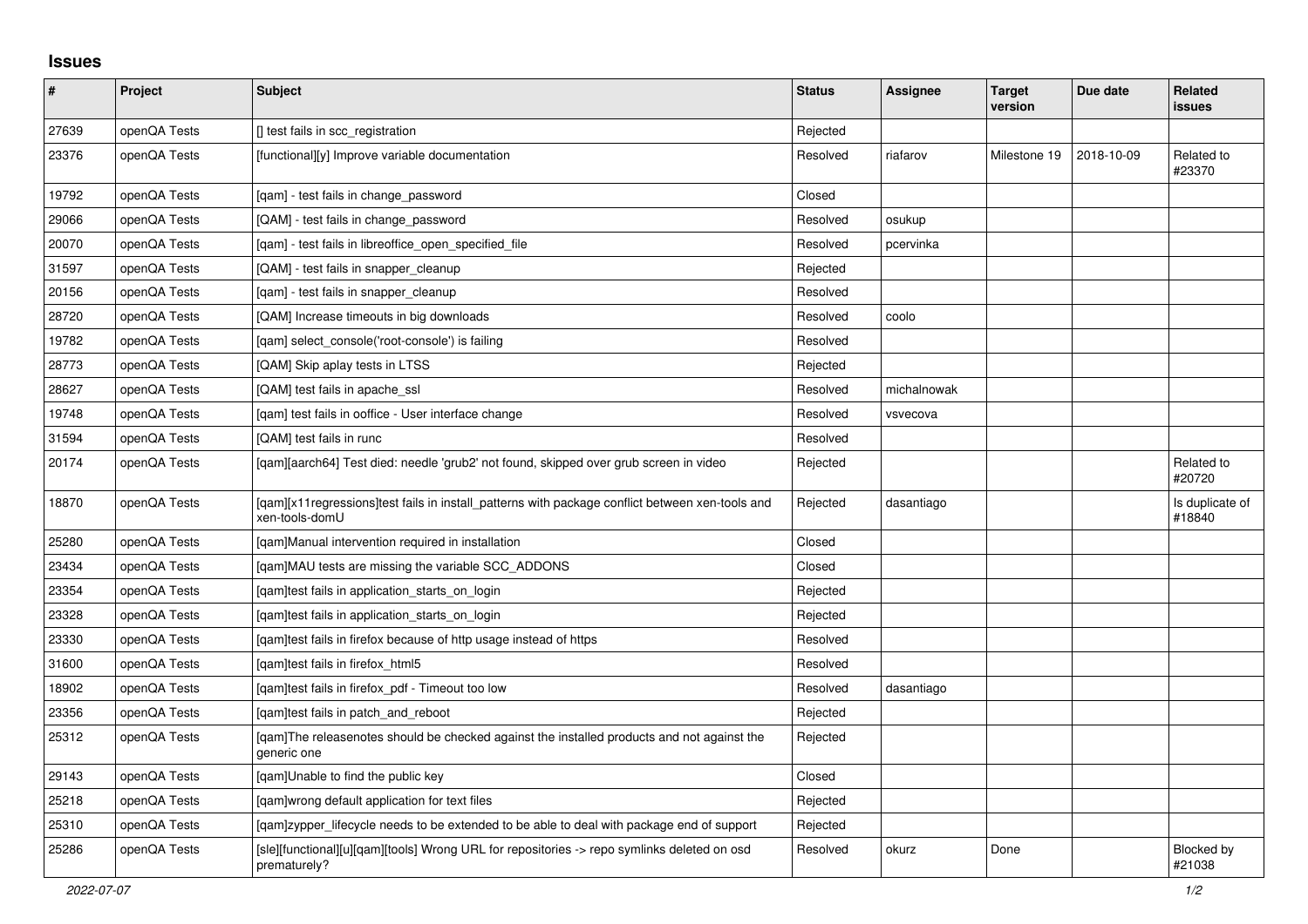## Issues

| # | Project | Subject | Status | Assignee | Target version | Due date | Related issues |
|---|---|---|---|---|---|---|---|
| 27639 | openQA Tests | [] test fails in scc_registration | Rejected | | | | |
| 23376 | openQA Tests | [functional][y] Improve variable documentation | Resolved | riafarov | Milestone 19 | 2018-10-09 | Related to #23370 |
| 19792 | openQA Tests | [qam] - test fails in change_password | Closed | | | | |
| 29066 | openQA Tests | [QAM] - test fails in change_password | Resolved | osukup | | | |
| 20070 | openQA Tests | [qam] - test fails in libreoffice_open_specified_file | Resolved | pcervinka | | | |
| 31597 | openQA Tests | [QAM] - test fails in snapper_cleanup | Rejected | | | | |
| 20156 | openQA Tests | [qam] - test fails in snapper_cleanup | Resolved | | | | |
| 28720 | openQA Tests | [QAM] Increase timeouts in big downloads | Resolved | coolo | | | |
| 19782 | openQA Tests | [qam] select_console('root-console') is failing | Resolved | | | | |
| 28773 | openQA Tests | [QAM] Skip aplay tests in LTSS | Rejected | | | | |
| 28627 | openQA Tests | [QAM] test fails in apache_ssl | Resolved | michalnowak | | | |
| 19748 | openQA Tests | [qam] test fails in ooffice - User interface change | Resolved | vsvecova | | | |
| 31594 | openQA Tests | [QAM] test fails in runc | Resolved | | | | |
| 20174 | openQA Tests | [qam][aarch64] Test died: needle 'grub2' not found, skipped over grub screen in video | Rejected | | | | Related to #20720 |
| 18870 | openQA Tests | [qam][x11regressions]test fails in install_patterns with package conflict between xen-tools and xen-tools-domU | Rejected | dasantiago | | | Is duplicate of #18840 |
| 25280 | openQA Tests | [qam]Manual intervention required in installation | Closed | | | | |
| 23434 | openQA Tests | [qam]MAU tests are missing the variable SCC_ADDONS | Closed | | | | |
| 23354 | openQA Tests | [qam]test fails in application_starts_on_login | Rejected | | | | |
| 23328 | openQA Tests | [qam]test fails in application_starts_on_login | Rejected | | | | |
| 23330 | openQA Tests | [qam]test fails in firefox because of http usage instead of https | Resolved | | | | |
| 31600 | openQA Tests | [qam]test fails in firefox_html5 | Resolved | | | | |
| 18902 | openQA Tests | [qam]test fails in firefox_pdf - Timeout too low | Resolved | dasantiago | | | |
| 23356 | openQA Tests | [qam]test fails in patch_and_reboot | Rejected | | | | |
| 25312 | openQA Tests | [qam]The releasenotes should be checked against the installed products and not against the generic one | Rejected | | | | |
| 29143 | openQA Tests | [qam]Unable to find the public key | Closed | | | | |
| 25218 | openQA Tests | [qam]wrong default application for text files | Rejected | | | | |
| 25310 | openQA Tests | [qam]zypper_lifecycle needs to be extended to be able to deal with package end of support | Rejected | | | | |
| 25286 | openQA Tests | [sle][functional][u][qam][tools] Wrong URL for repositories -> repo symlinks deleted on osd prematurely? | Resolved | okurz | Done | | Blocked by #21038 |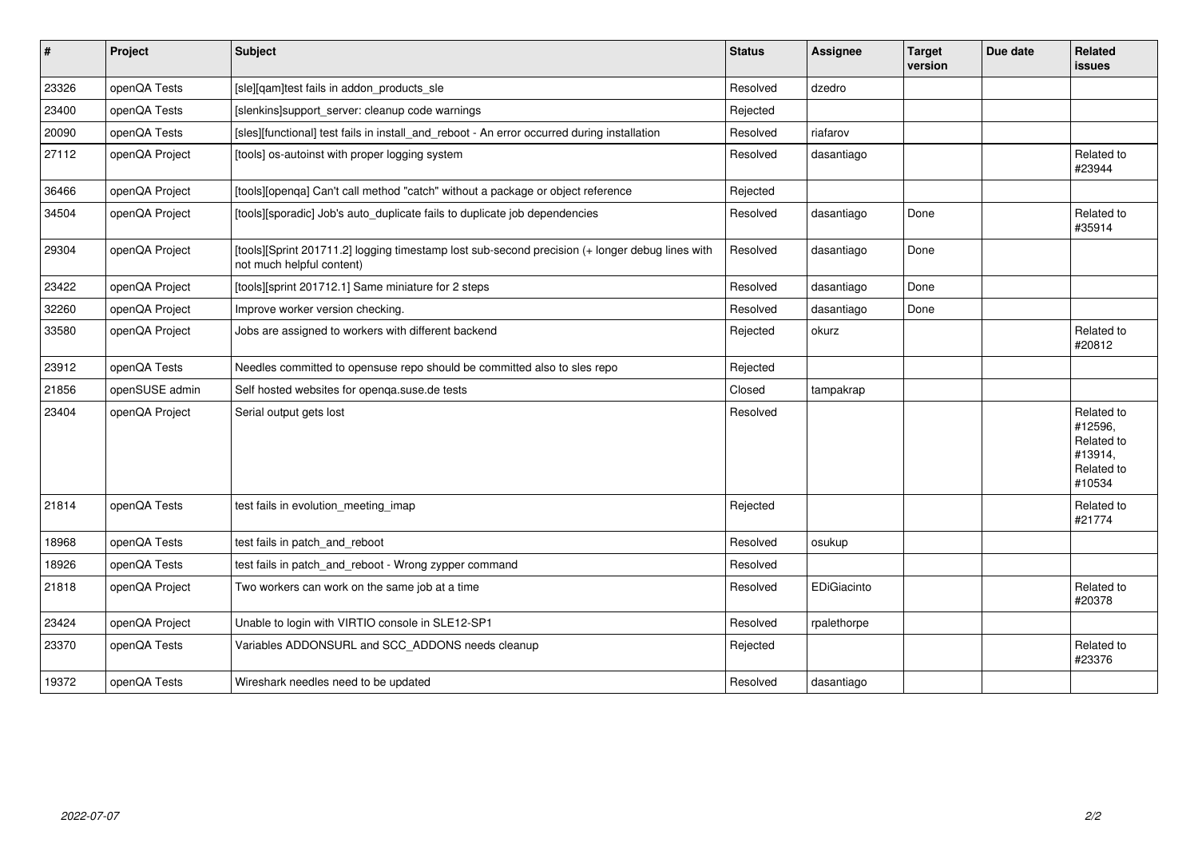| # | Project | Subject | Status | Assignee | Target version | Due date | Related issues |
|---|---|---|---|---|---|---|---|
| 23326 | openQA Tests | [sle][qam]test fails in addon_products_sle | Resolved | dzedro | | | |
| 23400 | openQA Tests | [slenkins]support_server: cleanup code warnings | Rejected | | | | |
| 20090 | openQA Tests | [sles][functional] test fails in install_and_reboot - An error occurred during installation | Resolved | riafarov | | | |
| 27112 | openQA Project | [tools] os-autoinst with proper logging system | Resolved | dasantiago | | | Related to #23944 |
| 36466 | openQA Project | [tools][openqa] Can't call method "catch" without a package or object reference | Rejected | | | | |
| 34504 | openQA Project | [tools][sporadic] Job's auto_duplicate fails to duplicate job dependencies | Resolved | dasantiago | Done | | Related to #35914 |
| 29304 | openQA Project | [tools][Sprint 201711.2] logging timestamp lost sub-second precision (+ longer debug lines with not much helpful content) | Resolved | dasantiago | Done | | |
| 23422 | openQA Project | [tools][sprint 201712.1] Same miniature for 2 steps | Resolved | dasantiago | Done | | |
| 32260 | openQA Project | Improve worker version checking. | Resolved | dasantiago | Done | | |
| 33580 | openQA Project | Jobs are assigned to workers with different backend | Rejected | okurz | | | Related to #20812 |
| 23912 | openQA Tests | Needles committed to opensuse repo should be committed also to sles repo | Rejected | | | | |
| 21856 | openSUSE admin | Self hosted websites for openqa.suse.de tests | Closed | tampakrap | | | |
| 23404 | openQA Project | Serial output gets lost | Resolved | | | | Related to #12596, Related to #13914, Related to #10534 |
| 21814 | openQA Tests | test fails in evolution_meeting_imap | Rejected | | | | Related to #21774 |
| 18968 | openQA Tests | test fails in patch_and_reboot | Resolved | osukup | | | |
| 18926 | openQA Tests | test fails in patch_and_reboot - Wrong zypper command | Resolved | | | | |
| 21818 | openQA Project | Two workers can work on the same job at a time | Resolved | EDiGiacinto | | | Related to #20378 |
| 23424 | openQA Project | Unable to login with VIRTIO console in SLE12-SP1 | Resolved | rpalethorpe | | | |
| 23370 | openQA Tests | Variables ADDONSURL and SCC_ADDONS needs cleanup | Rejected | | | | Related to #23376 |
| 19372 | openQA Tests | Wireshark needles need to be updated | Resolved | dasantiago | | | |